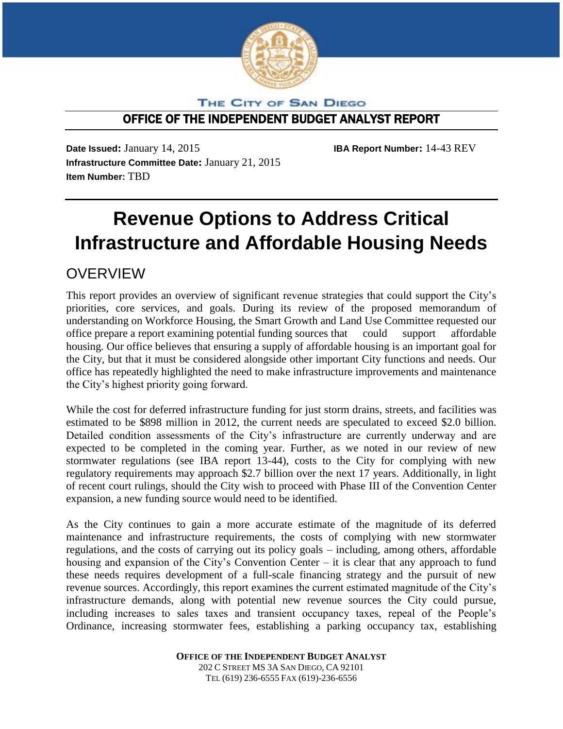THE CITY OF SAN DIEGO

**OFFICE OF THE INDEPENDENT BUDGET ANALYST REPORT**

**Date Issued:** January 14, 2015 **IBA Report Number:** 14-43 REV
**Infrastructure Committee Date:** January 21, 2015
**Item Number:** TBD

# Revenue Options to Address Critical Infrastructure and Affordable Housing Needs

## OVERVIEW

This report provides an overview of significant revenue strategies that could support the City's priorities, core services, and goals. During its review of the proposed memorandum of understanding on Workforce Housing, the Smart Growth and Land Use Committee requested our office prepare a report examining potential funding sources that could support affordable housing. Our office believes that ensuring a supply of affordable housing is an important goal for the City, but that it must be considered alongside other important City functions and needs. Our office has repeatedly highlighted the need to make infrastructure improvements and maintenance the City's highest priority going forward.

While the cost for deferred infrastructure funding for just storm drains, streets, and facilities was estimated to be $898 million in 2012, the current needs are speculated to exceed $2.0 billion. Detailed condition assessments of the City's infrastructure are currently underway and are expected to be completed in the coming year. Further, as we noted in our review of new stormwater regulations (see IBA report 13-44), costs to the City for complying with new regulatory requirements may approach $2.7 billion over the next 17 years. Additionally, in light of recent court rulings, should the City wish to proceed with Phase III of the Convention Center expansion, a new funding source would need to be identified.

As the City continues to gain a more accurate estimate of the magnitude of its deferred maintenance and infrastructure requirements, the costs of complying with new stormwater regulations, and the costs of carrying out its policy goals – including, among others, affordable housing and expansion of the City's Convention Center – it is clear that any approach to fund these needs requires development of a full-scale financing strategy and the pursuit of new revenue sources. Accordingly, this report examines the current estimated magnitude of the City's infrastructure demands, along with potential new revenue sources the City could pursue, including increases to sales taxes and transient occupancy taxes, repeal of the People's Ordinance, increasing stormwater fees, establishing a parking occupancy tax, establishing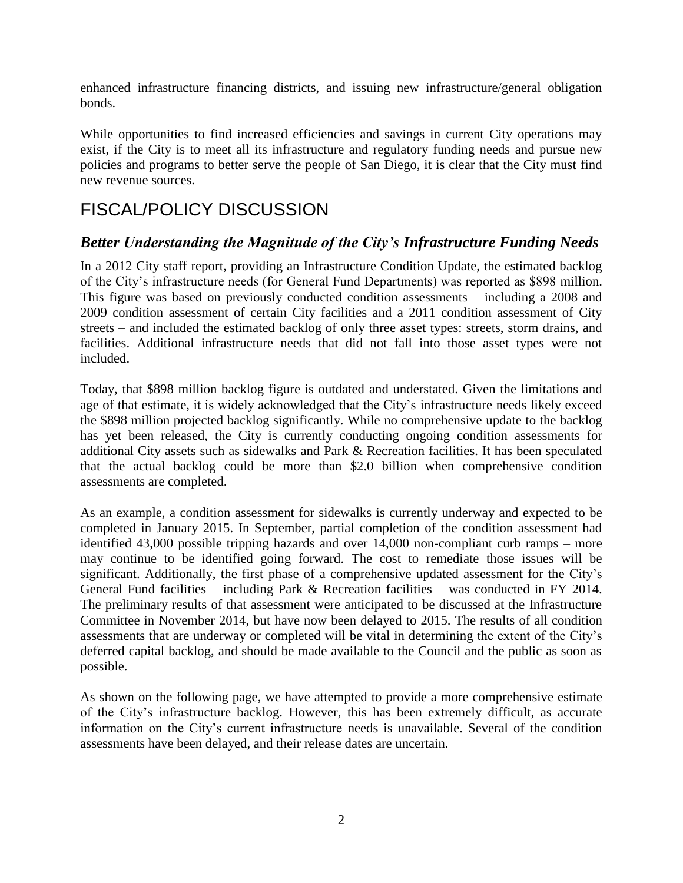enhanced infrastructure financing districts, and issuing new infrastructure/general obligation bonds.

While opportunities to find increased efficiencies and savings in current City operations may exist, if the City is to meet all its infrastructure and regulatory funding needs and pursue new policies and programs to better serve the people of San Diego, it is clear that the City must find new revenue sources.

# FISCAL/POLICY DISCUSSION

## *Better Understanding the Magnitude of the City's Infrastructure Funding Needs*

In a 2012 City staff report, providing an Infrastructure Condition Update, the estimated backlog of the City's infrastructure needs (for General Fund Departments) was reported as $898 million. This figure was based on previously conducted condition assessments – including a 2008 and 2009 condition assessment of certain City facilities and a 2011 condition assessment of City streets – and included the estimated backlog of only three asset types: streets, storm drains, and facilities. Additional infrastructure needs that did not fall into those asset types were not included.

Today, that $898 million backlog figure is outdated and understated. Given the limitations and age of that estimate, it is widely acknowledged that the City's infrastructure needs likely exceed the $898 million projected backlog significantly. While no comprehensive update to the backlog has yet been released, the City is currently conducting ongoing condition assessments for additional City assets such as sidewalks and Park & Recreation facilities. It has been speculated that the actual backlog could be more than $2.0 billion when comprehensive condition assessments are completed.

As an example, a condition assessment for sidewalks is currently underway and expected to be completed in January 2015. In September, partial completion of the condition assessment had identified 43,000 possible tripping hazards and over 14,000 non-compliant curb ramps – more may continue to be identified going forward. The cost to remediate those issues will be significant. Additionally, the first phase of a comprehensive updated assessment for the City's General Fund facilities – including Park & Recreation facilities – was conducted in FY 2014. The preliminary results of that assessment were anticipated to be discussed at the Infrastructure Committee in November 2014, but have now been delayed to 2015. The results of all condition assessments that are underway or completed will be vital in determining the extent of the City's deferred capital backlog, and should be made available to the Council and the public as soon as possible.

As shown on the following page, we have attempted to provide a more comprehensive estimate of the City's infrastructure backlog. However, this has been extremely difficult, as accurate information on the City's current infrastructure needs is unavailable. Several of the condition assessments have been delayed, and their release dates are uncertain.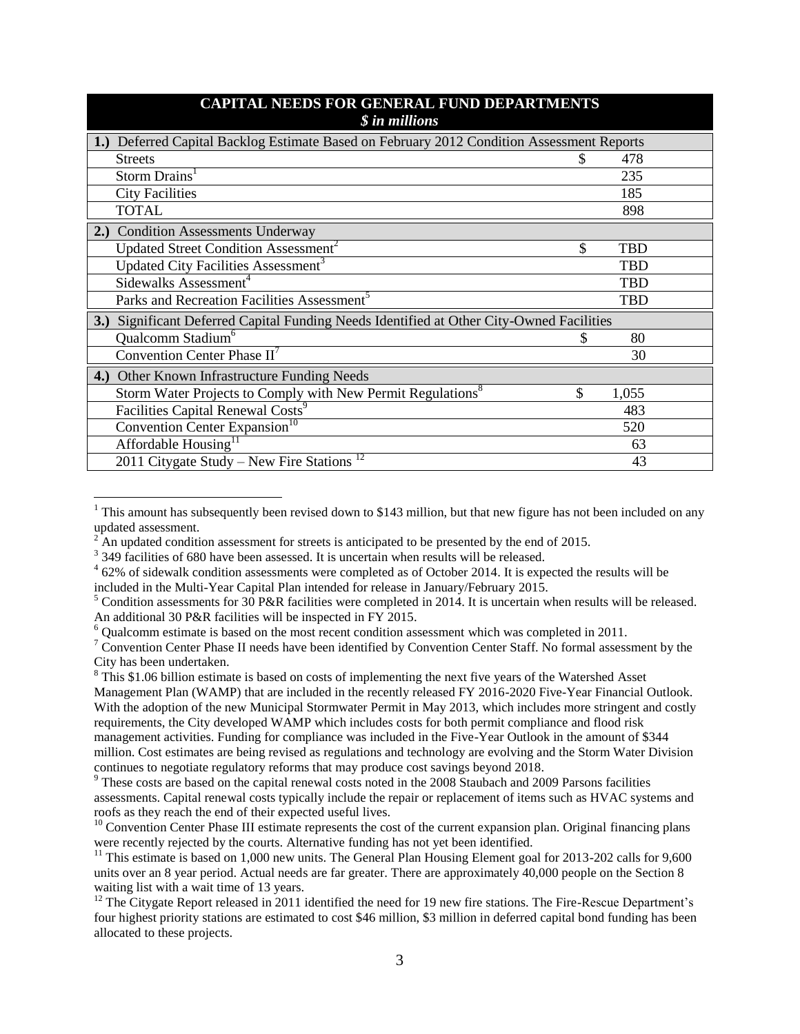| CAPITAL NEEDS FOR GENERAL FUND DEPARTMENTS *$ in millions* | | |
|---|---|---|
| **1.)** Deferred Capital Backlog Estimate Based on February 2012 Condition Assessment Reports | | |
| Streets | $ | 478 |
| Storm Drains[1] | | 235 |
| City Facilities | | 185 |
| TOTAL | | 898 |
| **2.)** Condition Assessments Underway | | |
| Updated Street Condition Assessment[2] | $ | TBD |
| Updated City Facilities Assessment[3] | | TBD |
| Sidewalks Assessment[4] | | TBD |
| Parks and Recreation Facilities Assessment[5] | | TBD |
| **3.)** Significant Deferred Capital Funding Needs Identified at Other City-Owned Facilities | | |
| Qualcomm Stadium[6] | $ | 80 |
| Convention Center Phase II[7] | | 30 |
| **4.)** Other Known Infrastructure Funding Needs | | |
| Storm Water Projects to Comply with New Permit Regulations[8] | $ | 1,055 |
| Facilities Capital Renewal Costs[9] | | 483 |
| Convention Center Expansion[10] | | 520 |
| Affordable Housing[11] | | 63 |
| 2011 Citygate Study – New Fire Stations [12] | | 43 |

[1] This amount has subsequently been revised down to $143 million, but that new figure has not been included on any updated assessment.

[2] An updated condition assessment for streets is anticipated to be presented by the end of 2015.

[3] 349 facilities of 680 have been assessed. It is uncertain when results will be released.

[4] 62% of sidewalk condition assessments were completed as of October 2014. It is expected the results will be included in the Multi-Year Capital Plan intended for release in January/February 2015.

[5] Condition assessments for 30 P&R facilities were completed in 2014. It is uncertain when results will be released. An additional 30 P&R facilities will be inspected in FY 2015.

[6] Qualcomm estimate is based on the most recent condition assessment which was completed in 2011.

[7] Convention Center Phase II needs have been identified by Convention Center Staff. No formal assessment by the City has been undertaken.

[8] This $1.06 billion estimate is based on costs of implementing the next five years of the Watershed Asset Management Plan (WAMP) that are included in the recently released FY 2016-2020 Five-Year Financial Outlook. With the adoption of the new Municipal Stormwater Permit in May 2013, which includes more stringent and costly requirements, the City developed WAMP which includes costs for both permit compliance and flood risk management activities. Funding for compliance was included in the Five-Year Outlook in the amount of $344 million. Cost estimates are being revised as regulations and technology are evolving and the Storm Water Division continues to negotiate regulatory reforms that may produce cost savings beyond 2018.

[9] These costs are based on the capital renewal costs noted in the 2008 Staubach and 2009 Parsons facilities assessments. Capital renewal costs typically include the repair or replacement of items such as HVAC systems and roofs as they reach the end of their expected useful lives.

[10] Convention Center Phase III estimate represents the cost of the current expansion plan. Original financing plans were recently rejected by the courts. Alternative funding has not yet been identified.

[11] This estimate is based on 1,000 new units. The General Plan Housing Element goal for 2013-202 calls for 9,600 units over an 8 year period. Actual needs are far greater. There are approximately 40,000 people on the Section 8 waiting list with a wait time of 13 years.

[12] The Citygate Report released in 2011 identified the need for 19 new fire stations. The Fire-Rescue Department's four highest priority stations are estimated to cost $46 million, $3 million in deferred capital bond funding has been allocated to these projects.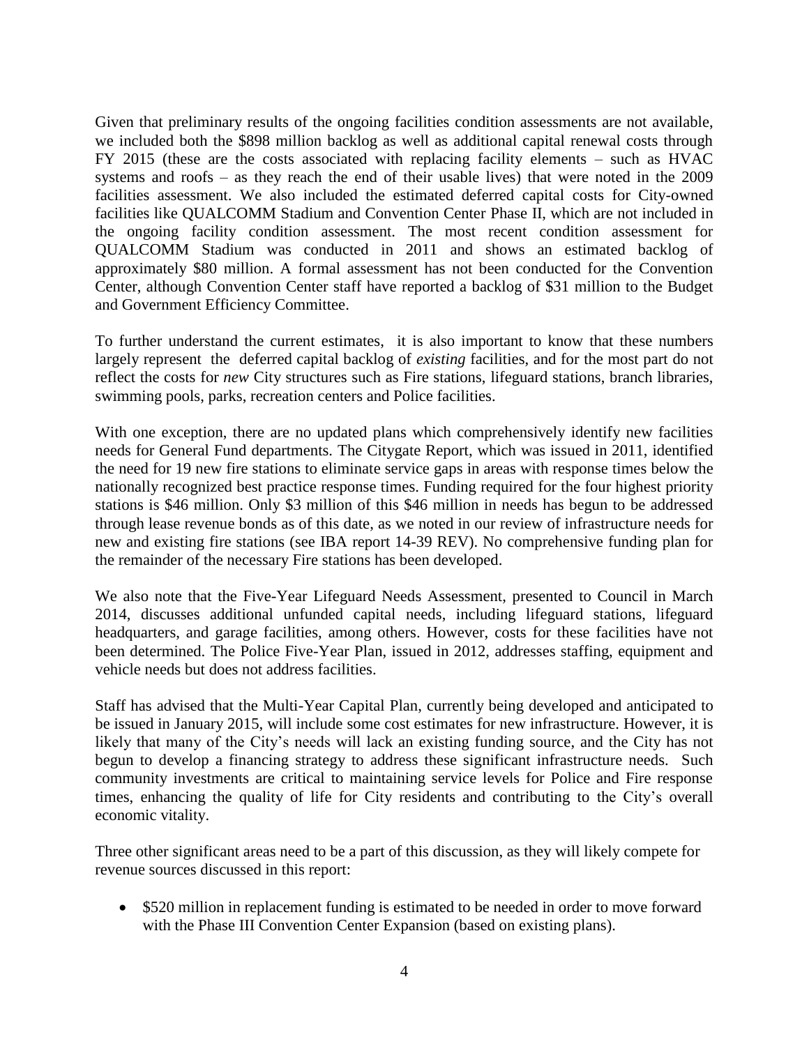Given that preliminary results of the ongoing facilities condition assessments are not available, we included both the $898 million backlog as well as additional capital renewal costs through FY 2015 (these are the costs associated with replacing facility elements – such as HVAC systems and roofs – as they reach the end of their usable lives) that were noted in the 2009 facilities assessment. We also included the estimated deferred capital costs for City-owned facilities like QUALCOMM Stadium and Convention Center Phase II, which are not included in the ongoing facility condition assessment. The most recent condition assessment for QUALCOMM Stadium was conducted in 2011 and shows an estimated backlog of approximately $80 million. A formal assessment has not been conducted for the Convention Center, although Convention Center staff have reported a backlog of $31 million to the Budget and Government Efficiency Committee.

To further understand the current estimates, it is also important to know that these numbers largely represent the deferred capital backlog of *existing* facilities, and for the most part do not reflect the costs for *new* City structures such as Fire stations, lifeguard stations, branch libraries, swimming pools, parks, recreation centers and Police facilities.

With one exception, there are no updated plans which comprehensively identify new facilities needs for General Fund departments. The Citygate Report, which was issued in 2011, identified the need for 19 new fire stations to eliminate service gaps in areas with response times below the nationally recognized best practice response times. Funding required for the four highest priority stations is $46 million. Only $3 million of this $46 million in needs has begun to be addressed through lease revenue bonds as of this date, as we noted in our review of infrastructure needs for new and existing fire stations (see IBA report 14-39 REV). No comprehensive funding plan for the remainder of the necessary Fire stations has been developed.

We also note that the Five-Year Lifeguard Needs Assessment, presented to Council in March 2014, discusses additional unfunded capital needs, including lifeguard stations, lifeguard headquarters, and garage facilities, among others. However, costs for these facilities have not been determined. The Police Five-Year Plan, issued in 2012, addresses staffing, equipment and vehicle needs but does not address facilities.

Staff has advised that the Multi-Year Capital Plan, currently being developed and anticipated to be issued in January 2015, will include some cost estimates for new infrastructure. However, it is likely that many of the City's needs will lack an existing funding source, and the City has not begun to develop a financing strategy to address these significant infrastructure needs. Such community investments are critical to maintaining service levels for Police and Fire response times, enhancing the quality of life for City residents and contributing to the City's overall economic vitality.

Three other significant areas need to be a part of this discussion, as they will likely compete for revenue sources discussed in this report:

- $520 million in replacement funding is estimated to be needed in order to move forward with the Phase III Convention Center Expansion (based on existing plans).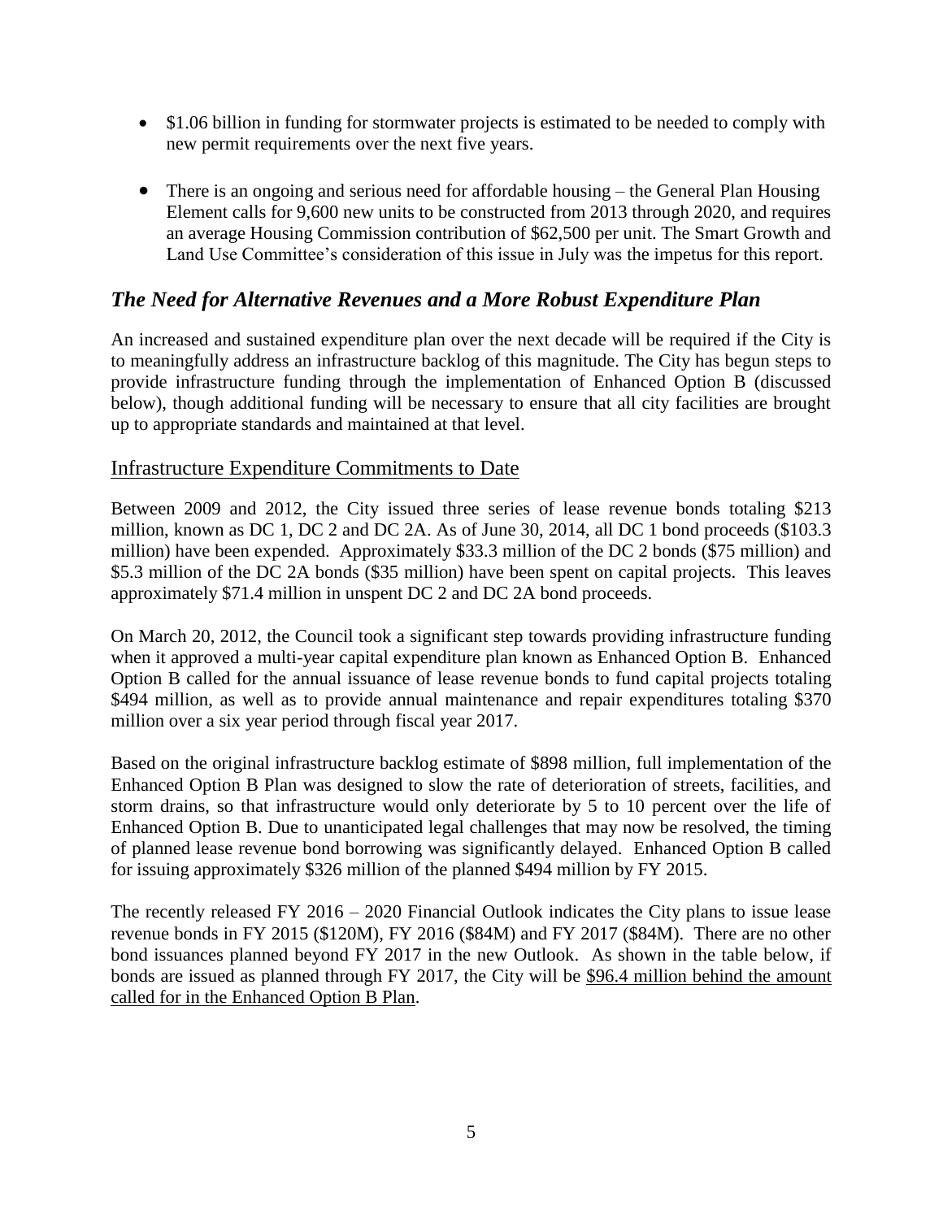- $1.06 billion in funding for stormwater projects is estimated to be needed to comply with new permit requirements over the next five years.

- There is an ongoing and serious need for affordable housing – the General Plan Housing Element calls for 9,600 new units to be constructed from 2013 through 2020, and requires an average Housing Commission contribution of $62,500 per unit. The Smart Growth and Land Use Committee's consideration of this issue in July was the impetus for this report.

## *The Need for Alternative Revenues and a More Robust Expenditure Plan*

An increased and sustained expenditure plan over the next decade will be required if the City is to meaningfully address an infrastructure backlog of this magnitude. The City has begun steps to provide infrastructure funding through the implementation of Enhanced Option B (discussed below), though additional funding will be necessary to ensure that all city facilities are brought up to appropriate standards and maintained at that level.

### Infrastructure Expenditure Commitments to Date

Between 2009 and 2012, the City issued three series of lease revenue bonds totaling $213 million, known as DC 1, DC 2 and DC 2A. As of June 30, 2014, all DC 1 bond proceeds ($103.3 million) have been expended. Approximately $33.3 million of the DC 2 bonds ($75 million) and $5.3 million of the DC 2A bonds ($35 million) have been spent on capital projects. This leaves approximately $71.4 million in unspent DC 2 and DC 2A bond proceeds.

On March 20, 2012, the Council took a significant step towards providing infrastructure funding when it approved a multi-year capital expenditure plan known as Enhanced Option B. Enhanced Option B called for the annual issuance of lease revenue bonds to fund capital projects totaling $494 million, as well as to provide annual maintenance and repair expenditures totaling $370 million over a six year period through fiscal year 2017.

Based on the original infrastructure backlog estimate of $898 million, full implementation of the Enhanced Option B Plan was designed to slow the rate of deterioration of streets, facilities, and storm drains, so that infrastructure would only deteriorate by 5 to 10 percent over the life of Enhanced Option B. Due to unanticipated legal challenges that may now be resolved, the timing of planned lease revenue bond borrowing was significantly delayed. Enhanced Option B called for issuing approximately $326 million of the planned $494 million by FY 2015.

The recently released FY 2016 – 2020 Financial Outlook indicates the City plans to issue lease revenue bonds in FY 2015 ($120M), FY 2016 ($84M) and FY 2017 ($84M). There are no other bond issuances planned beyond FY 2017 in the new Outlook. As shown in the table below, if bonds are issued as planned through FY 2017, the City will be <u>$96.4 million behind the amount called for in the Enhanced Option B Plan</u>.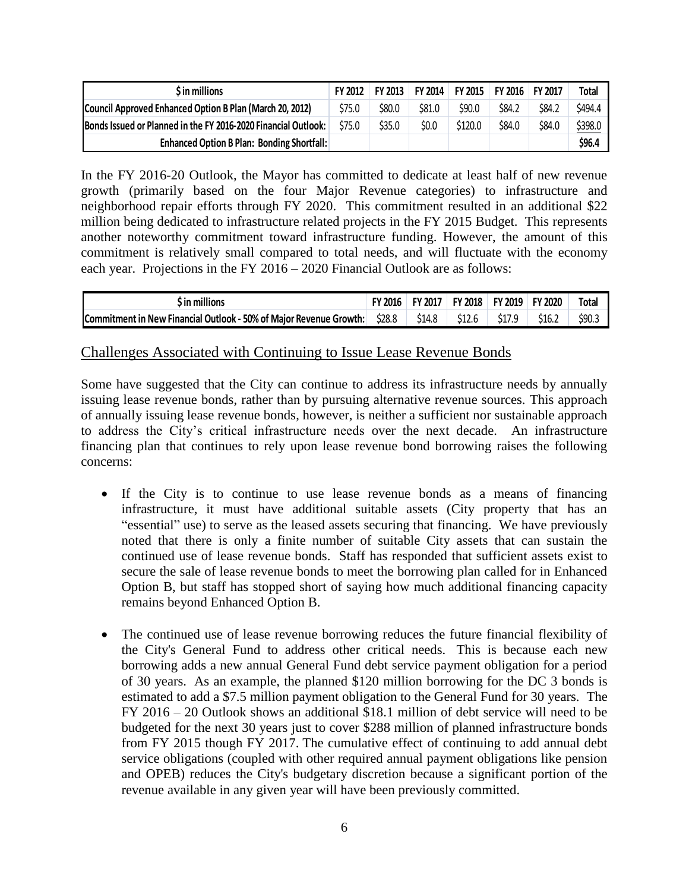| $ in millions | FY 2012 | FY 2013 | FY 2014 | FY 2015 | FY 2016 | FY 2017 | Total |
|---|---|---|---|---|---|---|---|
| **Council Approved Enhanced Option B Plan (March 20, 2012)** | $75.0 | $80.0 | $81.0 | $90.0 | $84.2 | $84.2 | $494.4 |
| **Bonds Issued or Planned in the FY 2016-2020 Financial Outlook:** | $75.0 | $35.0 | $0.0 | $120.0 | $84.0 | $84.0 | $398.0 |
| **Enhanced Option B Plan: Bonding Shortfall:** | | | | | | | **$96.4** |

In the FY 2016-20 Outlook, the Mayor has committed to dedicate at least half of new revenue growth (primarily based on the four Major Revenue categories) to infrastructure and neighborhood repair efforts through FY 2020. This commitment resulted in an additional $22 million being dedicated to infrastructure related projects in the FY 2015 Budget. This represents another noteworthy commitment toward infrastructure funding. However, the amount of this commitment is relatively small compared to total needs, and will fluctuate with the economy each year. Projections in the FY 2016 – 2020 Financial Outlook are as follows:

| $ in millions | FY 2016 | FY 2017 | FY 2018 | FY 2019 | FY 2020 | Total |
|---|---|---|---|---|---|---|
| **Commitment in New Financial Outlook - 50% of Major Revenue Growth:** | $28.8 | $14.8 | $12.6 | $17.9 | $16.2 | $90.3 |

## Challenges Associated with Continuing to Issue Lease Revenue Bonds

Some have suggested that the City can continue to address its infrastructure needs by annually issuing lease revenue bonds, rather than by pursuing alternative revenue sources. This approach of annually issuing lease revenue bonds, however, is neither a sufficient nor sustainable approach to address the City's critical infrastructure needs over the next decade. An infrastructure financing plan that continues to rely upon lease revenue bond borrowing raises the following concerns:

- If the City is to continue to use lease revenue bonds as a means of financing infrastructure, it must have additional suitable assets (City property that has an "essential" use) to serve as the leased assets securing that financing. We have previously noted that there is only a finite number of suitable City assets that can sustain the continued use of lease revenue bonds. Staff has responded that sufficient assets exist to secure the sale of lease revenue bonds to meet the borrowing plan called for in Enhanced Option B, but staff has stopped short of saying how much additional financing capacity remains beyond Enhanced Option B.

- The continued use of lease revenue borrowing reduces the future financial flexibility of the City's General Fund to address other critical needs. This is because each new borrowing adds a new annual General Fund debt service payment obligation for a period of 30 years. As an example, the planned $120 million borrowing for the DC 3 bonds is estimated to add a $7.5 million payment obligation to the General Fund for 30 years. The FY 2016 – 20 Outlook shows an additional $18.1 million of debt service will need to be budgeted for the next 30 years just to cover $288 million of planned infrastructure bonds from FY 2015 though FY 2017. The cumulative effect of continuing to add annual debt service obligations (coupled with other required annual payment obligations like pension and OPEB) reduces the City's budgetary discretion because a significant portion of the revenue available in any given year will have been previously committed.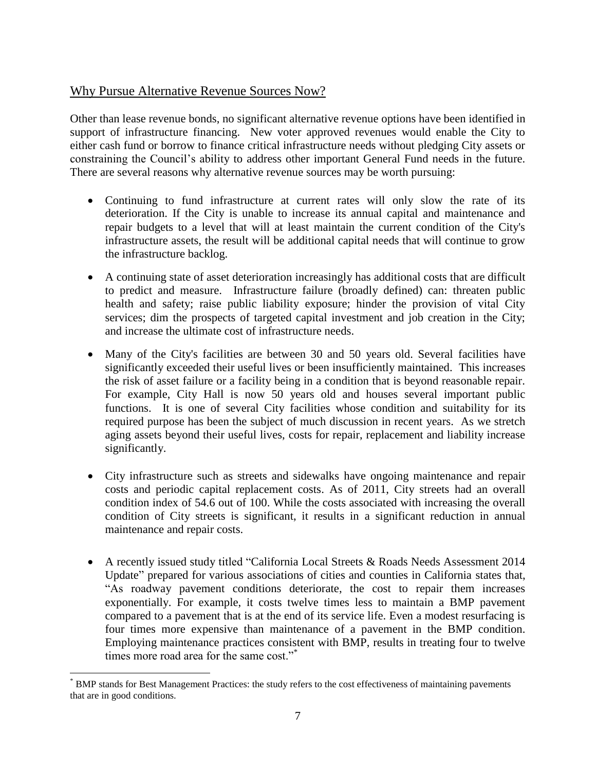## Why Pursue Alternative Revenue Sources Now?

Other than lease revenue bonds, no significant alternative revenue options have been identified in support of infrastructure financing. New voter approved revenues would enable the City to either cash fund or borrow to finance critical infrastructure needs without pledging City assets or constraining the Council's ability to address other important General Fund needs in the future. There are several reasons why alternative revenue sources may be worth pursuing:

- Continuing to fund infrastructure at current rates will only slow the rate of its deterioration. If the City is unable to increase its annual capital and maintenance and repair budgets to a level that will at least maintain the current condition of the City's infrastructure assets, the result will be additional capital needs that will continue to grow the infrastructure backlog.

- A continuing state of asset deterioration increasingly has additional costs that are difficult to predict and measure. Infrastructure failure (broadly defined) can: threaten public health and safety; raise public liability exposure; hinder the provision of vital City services; dim the prospects of targeted capital investment and job creation in the City; and increase the ultimate cost of infrastructure needs.

- Many of the City's facilities are between 30 and 50 years old. Several facilities have significantly exceeded their useful lives or been insufficiently maintained. This increases the risk of asset failure or a facility being in a condition that is beyond reasonable repair. For example, City Hall is now 50 years old and houses several important public functions. It is one of several City facilities whose condition and suitability for its required purpose has been the subject of much discussion in recent years. As we stretch aging assets beyond their useful lives, costs for repair, replacement and liability increase significantly.

- City infrastructure such as streets and sidewalks have ongoing maintenance and repair costs and periodic capital replacement costs. As of 2011, City streets had an overall condition index of 54.6 out of 100. While the costs associated with increasing the overall condition of City streets is significant, it results in a significant reduction in annual maintenance and repair costs.

- A recently issued study titled "California Local Streets & Roads Needs Assessment 2014 Update" prepared for various associations of cities and counties in California states that, "As roadway pavement conditions deteriorate, the cost to repair them increases exponentially. For example, it costs twelve times less to maintain a BMP pavement compared to a pavement that is at the end of its service life. Even a modest resurfacing is four times more expensive than maintenance of a pavement in the BMP condition. Employing maintenance practices consistent with BMP, results in treating four to twelve times more road area for the same cost."[*]

---

[*] BMP stands for Best Management Practices: the study refers to the cost effectiveness of maintaining pavements that are in good conditions.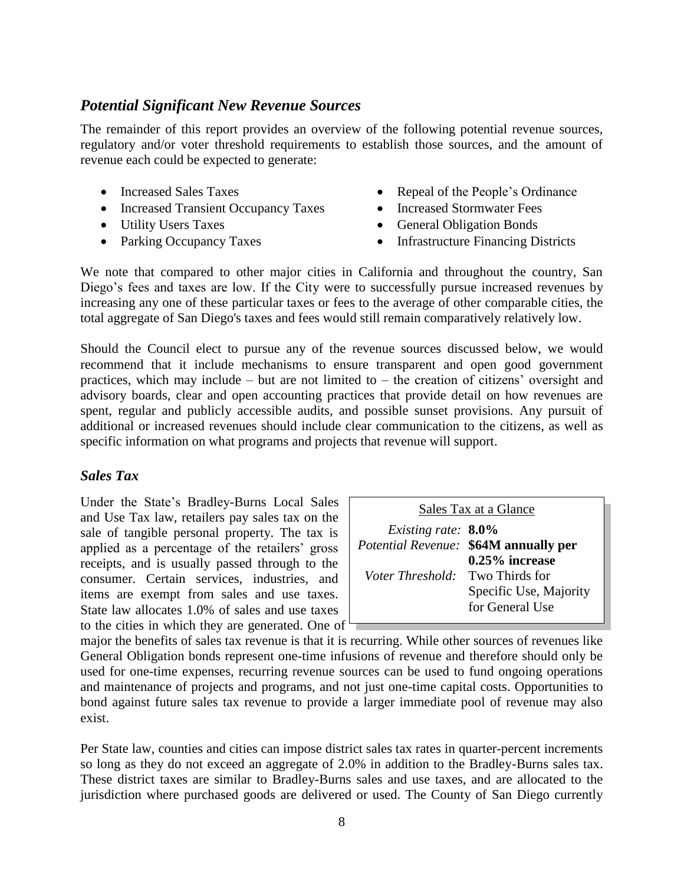## *Potential Significant New Revenue Sources*

The remainder of this report provides an overview of the following potential revenue sources, regulatory and/or voter threshold requirements to establish those sources, and the amount of revenue each could be expected to generate:

- Increased Sales Taxes
- Increased Transient Occupancy Taxes
- Utility Users Taxes
- Parking Occupancy Taxes
- Repeal of the People's Ordinance
- Increased Stormwater Fees
- General Obligation Bonds
- Infrastructure Financing Districts

We note that compared to other major cities in California and throughout the country, San Diego's fees and taxes are low. If the City were to successfully pursue increased revenues by increasing any one of these particular taxes or fees to the average of other comparable cities, the total aggregate of San Diego's taxes and fees would still remain comparatively relatively low.

Should the Council elect to pursue any of the revenue sources discussed below, we would recommend that it include mechanisms to ensure transparent and open good government practices, which may include – but are not limited to – the creation of citizens' oversight and advisory boards, clear and open accounting practices that provide detail on how revenues are spent, regular and publicly accessible audits, and possible sunset provisions. Any pursuit of additional or increased revenues should include clear communication to the citizens, as well as specific information on what programs and projects that revenue will support.

### *Sales Tax*

| Sales Tax at a Glance | |
|---|---|
| *Existing rate:* | **8.0%** |
| *Potential Revenue:* | **\$64M annually per 0.25% increase** |
| *Voter Threshold:* | Two Thirds for Specific Use, Majority for General Use |

Under the State's Bradley-Burns Local Sales and Use Tax law, retailers pay sales tax on the sale of tangible personal property. The tax is applied as a percentage of the retailers' gross receipts, and is usually passed through to the consumer. Certain services, industries, and items are exempt from sales and use taxes. State law allocates 1.0% of sales and use taxes to the cities in which they are generated. One of major the benefits of sales tax revenue is that it is recurring. While other sources of revenues like General Obligation bonds represent one-time infusions of revenue and therefore should only be used for one-time expenses, recurring revenue sources can be used to fund ongoing operations and maintenance of projects and programs, and not just one-time capital costs. Opportunities to bond against future sales tax revenue to provide a larger immediate pool of revenue may also exist.

Per State law, counties and cities can impose district sales tax rates in quarter-percent increments so long as they do not exceed an aggregate of 2.0% in addition to the Bradley-Burns sales tax. These district taxes are similar to Bradley-Burns sales and use taxes, and are allocated to the jurisdiction where purchased goods are delivered or used. The County of San Diego currently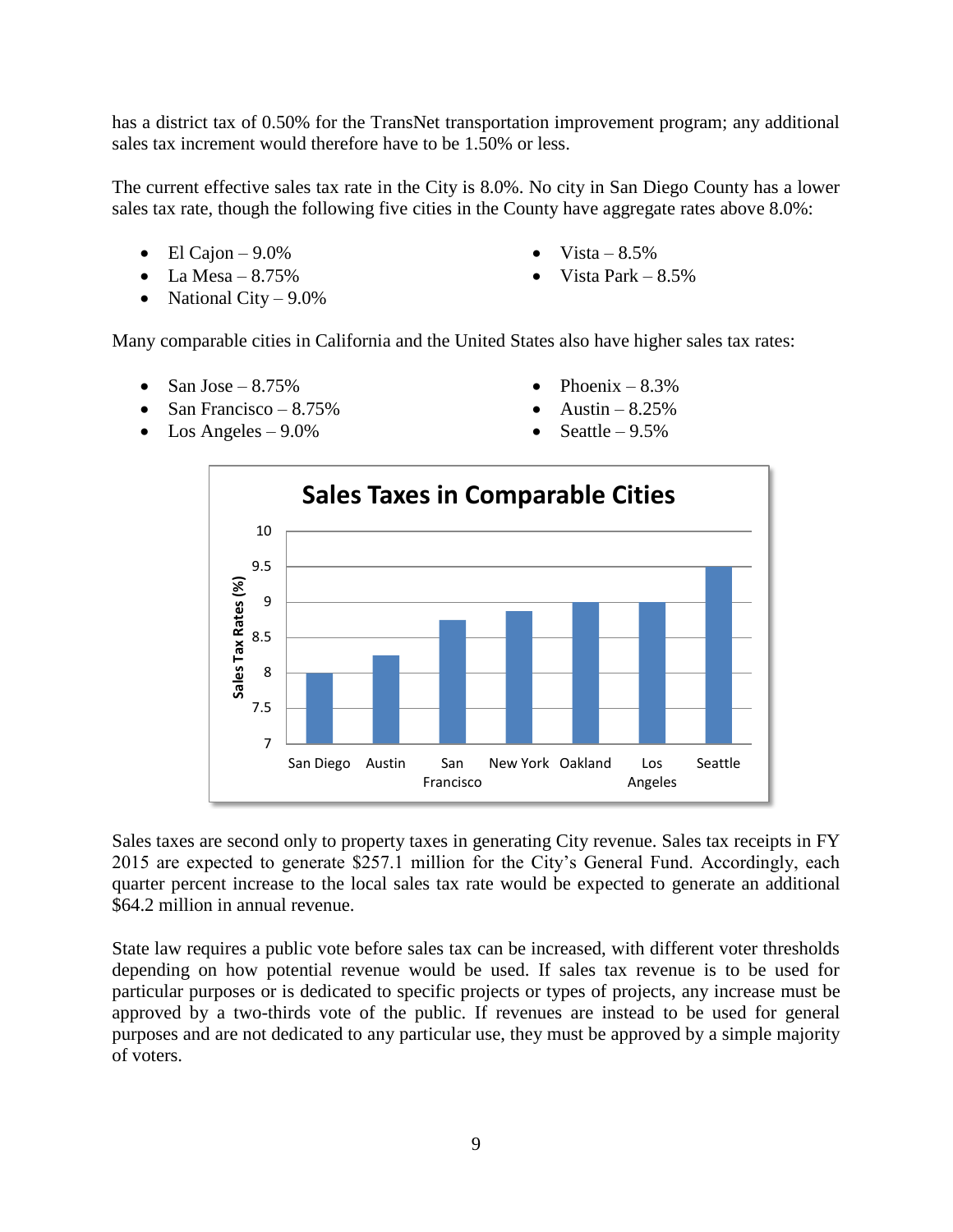has a district tax of 0.50% for the TransNet transportation improvement program; any additional sales tax increment would therefore have to be 1.50% or less.

The current effective sales tax rate in the City is 8.0%. No city in San Diego County has a lower sales tax rate, though the following five cities in the County have aggregate rates above 8.0%:

- El Cajon – 9.0%
- La Mesa – 8.75%
- National City – 9.0%
- Vista – 8.5%
- Vista Park – 8.5%

Many comparable cities in California and the United States also have higher sales tax rates:

- San Jose – 8.75%
- San Francisco – 8.75%
- Los Angeles – 9.0%
- Phoenix – 8.3%
- Austin – 8.25%
- Seattle – 9.5%

**Sales Taxes in Comparable Cities**

| City | Sales Tax Rates (%) |
|---|---|
| San Diego | 8 |
| Austin | 8.25 |
| San Francisco | 8.75 |
| New York | 8.875 |
| Oakland | 9 |
| Los Angeles | 9 |
| Seattle | 9.5 |

Sales taxes are second only to property taxes in generating City revenue. Sales tax receipts in FY 2015 are expected to generate $257.1 million for the City's General Fund. Accordingly, each quarter percent increase to the local sales tax rate would be expected to generate an additional $64.2 million in annual revenue.

State law requires a public vote before sales tax can be increased, with different voter thresholds depending on how potential revenue would be used. If sales tax revenue is to be used for particular purposes or is dedicated to specific projects or types of projects, any increase must be approved by a two-thirds vote of the public. If revenues are instead to be used for general purposes and are not dedicated to any particular use, they must be approved by a simple majority of voters.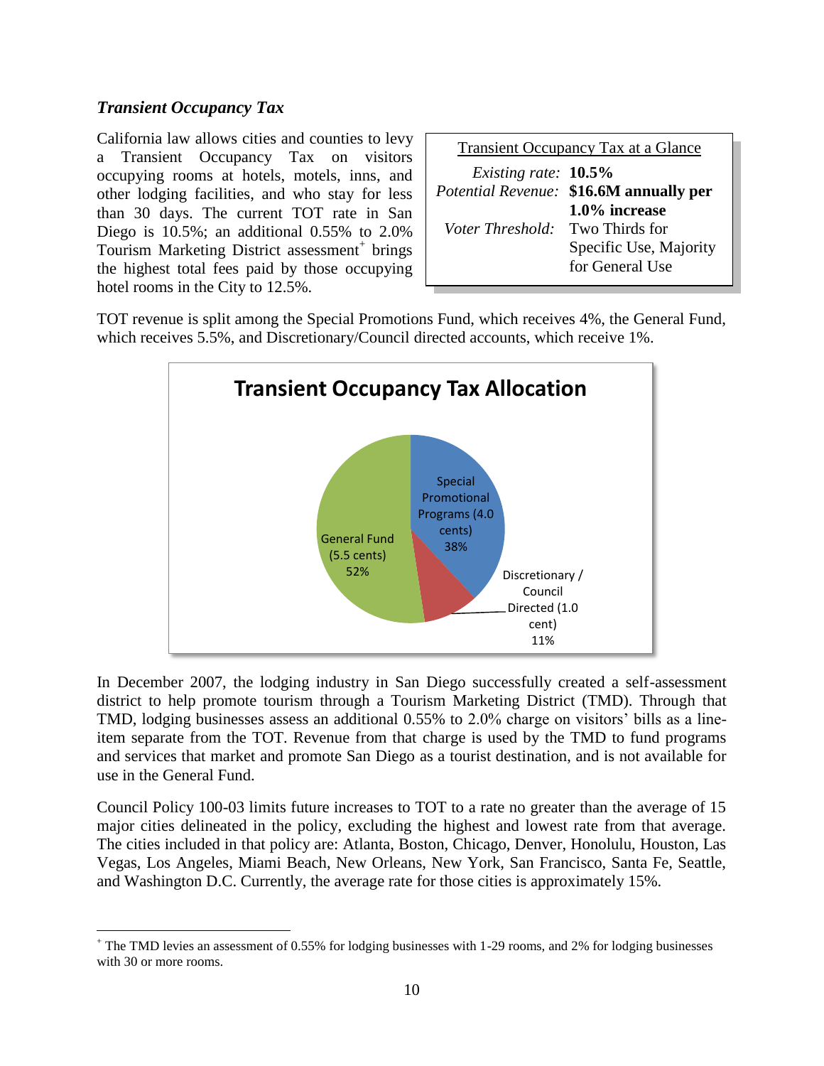### *Transient Occupancy Tax*

California law allows cities and counties to levy a Transient Occupancy Tax on visitors occupying rooms at hotels, motels, inns, and other lodging facilities, and who stay for less than 30 days. The current TOT rate in San Diego is 10.5%; an additional 0.55% to 2.0% Tourism Marketing District assessment[+] brings the highest total fees paid by those occupying hotel rooms in the City to 12.5%.

| Transient Occupancy Tax at a Glance | |
|---|---|
| *Existing rate:* | **10.5%** |
| *Potential Revenue:* | **$16.6M annually per 1.0% increase** |
| *Voter Threshold:* | Two Thirds for Specific Use, Majority for General Use |

TOT revenue is split among the Special Promotions Fund, which receives 4%, the General Fund, which receives 5.5%, and Discretionary/Council directed accounts, which receive 1%.

**Transient Occupancy Tax Allocation**

| Allocation | Share |
|---|---|
| Special Promotional Programs (4.0 cents) | 38% |
| Discretionary / Council Directed (1.0 cent) | 11% |
| General Fund (5.5 cents) | 52% |

In December 2007, the lodging industry in San Diego successfully created a self-assessment district to help promote tourism through a Tourism Marketing District (TMD). Through that TMD, lodging businesses assess an additional 0.55% to 2.0% charge on visitors' bills as a line-item separate from the TOT. Revenue from that charge is used by the TMD to fund programs and services that market and promote San Diego as a tourist destination, and is not available for use in the General Fund.

Council Policy 100-03 limits future increases to TOT to a rate no greater than the average of 15 major cities delineated in the policy, excluding the highest and lowest rate from that average. The cities included in that policy are: Atlanta, Boston, Chicago, Denver, Honolulu, Houston, Las Vegas, Los Angeles, Miami Beach, New Orleans, New York, San Francisco, Santa Fe, Seattle, and Washington D.C. Currently, the average rate for those cities is approximately 15%.

[+] The TMD levies an assessment of 0.55% for lodging businesses with 1-29 rooms, and 2% for lodging businesses with 30 or more rooms.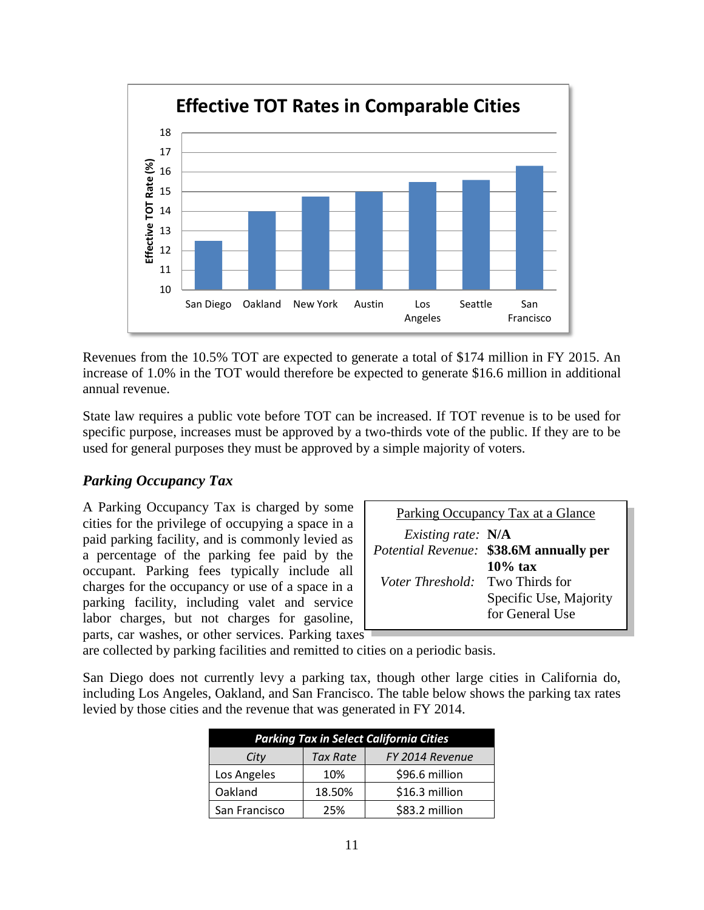**Effective TOT Rates in Comparable Cities**

| City | Effective TOT Rate (%) |
|---|---|
| San Diego | 12.5 |
| Oakland | 14 |
| New York | 14.75 |
| Austin | 15 |
| Los Angeles | 15.5 |
| Seattle | 15.6 |
| San Francisco | 16.3 |

Revenues from the 10.5% TOT are expected to generate a total of $174 million in FY 2015. An increase of 1.0% in the TOT would therefore be expected to generate $16.6 million in additional annual revenue.

State law requires a public vote before TOT can be increased. If TOT revenue is to be used for specific purpose, increases must be approved by a two-thirds vote of the public. If they are to be used for general purposes they must be approved by a simple majority of voters.

### *Parking Occupancy Tax*

| Parking Occupancy Tax at a Glance | |
|---|---|
| *Existing rate:* | **N/A** |
| *Potential Revenue:* | **$38.6M annually per 10% tax** |
| *Voter Threshold:* | Two Thirds for Specific Use, Majority for General Use |

A Parking Occupancy Tax is charged by some cities for the privilege of occupying a space in a paid parking facility, and is commonly levied as a percentage of the parking fee paid by the occupant. Parking fees typically include all charges for the occupancy or use of a space in a parking facility, including valet and service labor charges, but not charges for gasoline, parts, car washes, or other services. Parking taxes are collected by parking facilities and remitted to cities on a periodic basis.

San Diego does not currently levy a parking tax, though other large cities in California do, including Los Angeles, Oakland, and San Francisco. The table below shows the parking tax rates levied by those cities and the revenue that was generated in FY 2014.

| ***Parking Tax in Select California Cities*** | | |
|---|---|---|
| *City* | *Tax Rate* | *FY 2014 Revenue* |
| Los Angeles | 10% | $96.6 million |
| Oakland | 18.50% | $16.3 million |
| San Francisco | 25% | $83.2 million |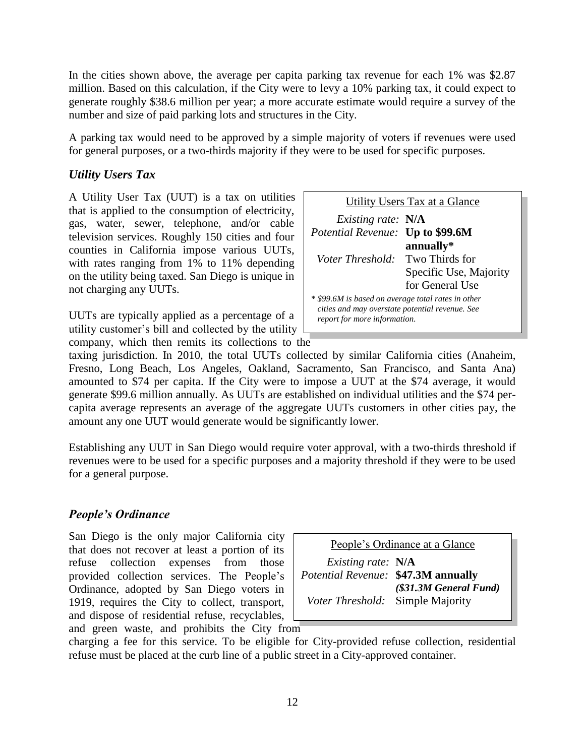In the cities shown above, the average per capita parking tax revenue for each 1% was $2.87 million. Based on this calculation, if the City were to levy a 10% parking tax, it could expect to generate roughly $38.6 million per year; a more accurate estimate would require a survey of the number and size of paid parking lots and structures in the City.

A parking tax would need to be approved by a simple majority of voters if revenues were used for general purposes, or a two-thirds majority if they were to be used for specific purposes.

### *Utility Users Tax*

A Utility User Tax (UUT) is a tax on utilities that is applied to the consumption of electricity, gas, water, sewer, telephone, and/or cable television services. Roughly 150 cities and four counties in California impose various UUTs, with rates ranging from 1% to 11% depending on the utility being taxed. San Diego is unique in not charging any UUTs.

| Utility Users Tax at a Glance | |
|---|---|
| *Existing rate:* | **N/A** |
| *Potential Revenue:* | **Up to $99.6M annually*** |
| *Voter Threshold:* | Two Thirds for Specific Use, Majority for General Use |

*\* $99.6M is based on average total rates in other cities and may overstate potential revenue. See report for more information.*

UUTs are typically applied as a percentage of a utility customer's bill and collected by the utility company, which then remits its collections to the taxing jurisdiction. In 2010, the total UUTs collected by similar California cities (Anaheim, Fresno, Long Beach, Los Angeles, Oakland, Sacramento, San Francisco, and Santa Ana) amounted to $74 per capita. If the City were to impose a UUT at the $74 average, it would generate $99.6 million annually. As UUTs are established on individual utilities and the $74 per-capita average represents an average of the aggregate UUTs customers in other cities pay, the amount any one UUT would generate would be significantly lower.

Establishing any UUT in San Diego would require voter approval, with a two-thirds threshold if revenues were to be used for a specific purposes and a majority threshold if they were to be used for a general purpose.

### *People's Ordinance*

San Diego is the only major California city that does not recover at least a portion of its refuse collection expenses from those provided collection services. The People's Ordinance, adopted by San Diego voters in 1919, requires the City to collect, transport, and dispose of residential refuse, recyclables, and green waste, and prohibits the City from charging a fee for this service. To be eligible for City-provided refuse collection, residential refuse must be placed at the curb line of a public street in a City-approved container.

| People's Ordinance at a Glance | |
|---|---|
| *Existing rate:* | **N/A** |
| *Potential Revenue:* | **$47.3M annually** ***($31.3M General Fund)*** |
| *Voter Threshold:* | Simple Majority |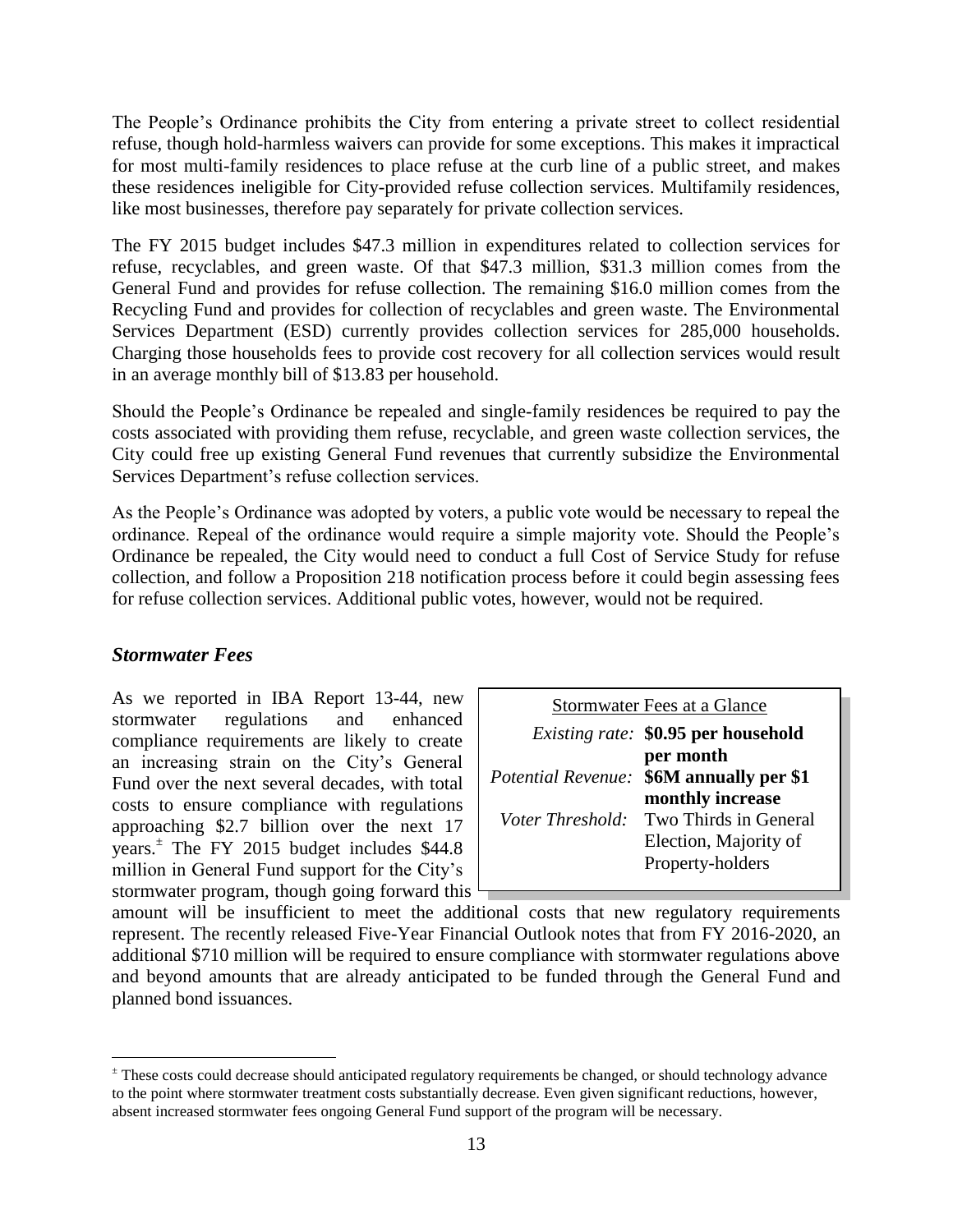The People's Ordinance prohibits the City from entering a private street to collect residential refuse, though hold-harmless waivers can provide for some exceptions. This makes it impractical for most multi-family residences to place refuse at the curb line of a public street, and makes these residences ineligible for City-provided refuse collection services. Multifamily residences, like most businesses, therefore pay separately for private collection services.

The FY 2015 budget includes $47.3 million in expenditures related to collection services for refuse, recyclables, and green waste. Of that $47.3 million, $31.3 million comes from the General Fund and provides for refuse collection. The remaining $16.0 million comes from the Recycling Fund and provides for collection of recyclables and green waste. The Environmental Services Department (ESD) currently provides collection services for 285,000 households. Charging those households fees to provide cost recovery for all collection services would result in an average monthly bill of $13.83 per household.

Should the People's Ordinance be repealed and single-family residences be required to pay the costs associated with providing them refuse, recyclable, and green waste collection services, the City could free up existing General Fund revenues that currently subsidize the Environmental Services Department's refuse collection services.

As the People's Ordinance was adopted by voters, a public vote would be necessary to repeal the ordinance. Repeal of the ordinance would require a simple majority vote. Should the People's Ordinance be repealed, the City would need to conduct a full Cost of Service Study for refuse collection, and follow a Proposition 218 notification process before it could begin assessing fees for refuse collection services. Additional public votes, however, would not be required.

### *Stormwater Fees*

| Stormwater Fees at a Glance | |
|---|---|
| *Existing rate:* | **$0.95 per household per month** |
| *Potential Revenue:* | **$6M annually per $1 monthly increase** |
| *Voter Threshold:* | Two Thirds in General Election, Majority of Property-holders |

As we reported in IBA Report 13-44, new stormwater regulations and enhanced compliance requirements are likely to create an increasing strain on the City's General Fund over the next several decades, with total costs to ensure compliance with regulations approaching $2.7 billion over the next 17 years.[±] The FY 2015 budget includes $44.8 million in General Fund support for the City's stormwater program, though going forward this amount will be insufficient to meet the additional costs that new regulatory requirements represent. The recently released Five-Year Financial Outlook notes that from FY 2016-2020, an additional $710 million will be required to ensure compliance with stormwater regulations above and beyond amounts that are already anticipated to be funded through the General Fund and planned bond issuances.

[±] These costs could decrease should anticipated regulatory requirements be changed, or should technology advance to the point where stormwater treatment costs substantially decrease. Even given significant reductions, however, absent increased stormwater fees ongoing General Fund support of the program will be necessary.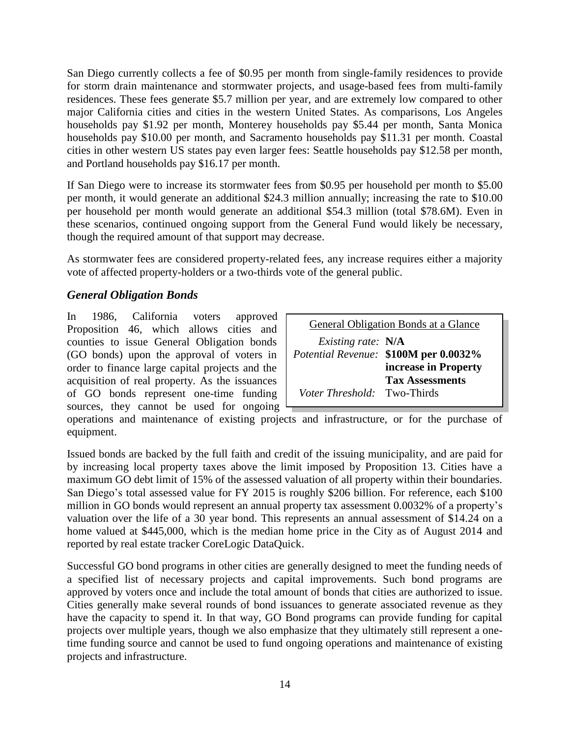San Diego currently collects a fee of $0.95 per month from single-family residences to provide for storm drain maintenance and stormwater projects, and usage-based fees from multi-family residences. These fees generate $5.7 million per year, and are extremely low compared to other major California cities and cities in the western United States. As comparisons, Los Angeles households pay $1.92 per month, Monterey households pay $5.44 per month, Santa Monica households pay $10.00 per month, and Sacramento households pay $11.31 per month. Coastal cities in other western US states pay even larger fees: Seattle households pay $12.58 per month, and Portland households pay $16.17 per month.

If San Diego were to increase its stormwater fees from $0.95 per household per month to $5.00 per month, it would generate an additional $24.3 million annually; increasing the rate to $10.00 per household per month would generate an additional $54.3 million (total $78.6M). Even in these scenarios, continued ongoing support from the General Fund would likely be necessary, though the required amount of that support may decrease.

As stormwater fees are considered property-related fees, any increase requires either a majority vote of affected property-holders or a two-thirds vote of the general public.

## *General Obligation Bonds*

| General Obligation Bonds at a Glance | |
|---|---|
| *Existing rate:* | **N/A** |
| *Potential Revenue:* | **$100M per 0.0032% increase in Property Tax Assessments** |
| *Voter Threshold:* | Two-Thirds |

In 1986, California voters approved Proposition 46, which allows cities and counties to issue General Obligation bonds (GO bonds) upon the approval of voters in order to finance large capital projects and the acquisition of real property. As the issuances of GO bonds represent one-time funding sources, they cannot be used for ongoing operations and maintenance of existing projects and infrastructure, or for the purchase of equipment.

Issued bonds are backed by the full faith and credit of the issuing municipality, and are paid for by increasing local property taxes above the limit imposed by Proposition 13. Cities have a maximum GO debt limit of 15% of the assessed valuation of all property within their boundaries. San Diego's total assessed value for FY 2015 is roughly $206 billion. For reference, each $100 million in GO bonds would represent an annual property tax assessment 0.0032% of a property's valuation over the life of a 30 year bond. This represents an annual assessment of $14.24 on a home valued at $445,000, which is the median home price in the City as of August 2014 and reported by real estate tracker CoreLogic DataQuick.

Successful GO bond programs in other cities are generally designed to meet the funding needs of a specified list of necessary projects and capital improvements. Such bond programs are approved by voters once and include the total amount of bonds that cities are authorized to issue. Cities generally make several rounds of bond issuances to generate associated revenue as they have the capacity to spend it. In that way, GO Bond programs can provide funding for capital projects over multiple years, though we also emphasize that they ultimately still represent a one-time funding source and cannot be used to fund ongoing operations and maintenance of existing projects and infrastructure.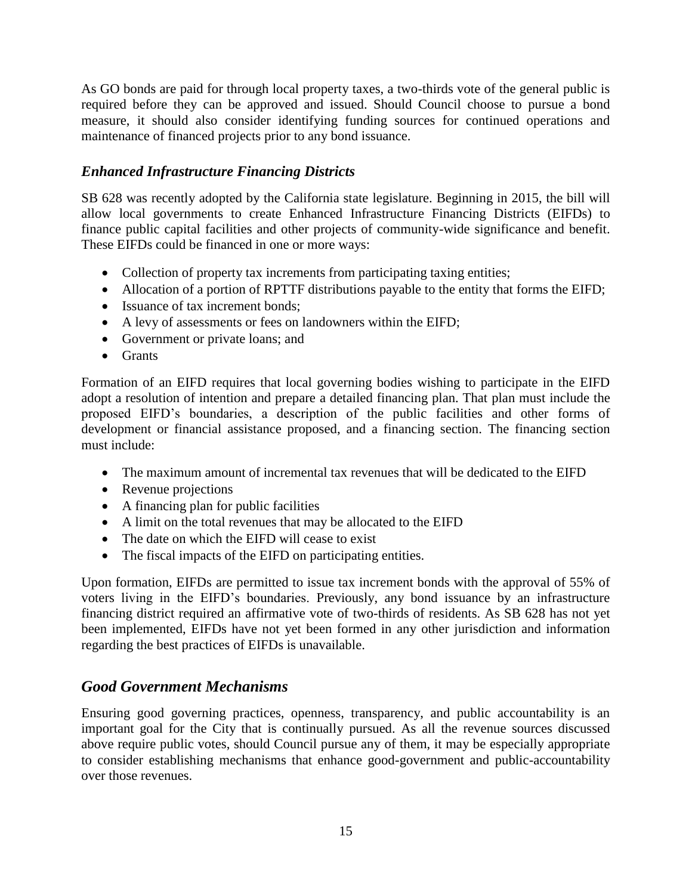As GO bonds are paid for through local property taxes, a two-thirds vote of the general public is required before they can be approved and issued. Should Council choose to pursue a bond measure, it should also consider identifying funding sources for continued operations and maintenance of financed projects prior to any bond issuance.

### *Enhanced Infrastructure Financing Districts*

SB 628 was recently adopted by the California state legislature. Beginning in 2015, the bill will allow local governments to create Enhanced Infrastructure Financing Districts (EIFDs) to finance public capital facilities and other projects of community-wide significance and benefit. These EIFDs could be financed in one or more ways:

- Collection of property tax increments from participating taxing entities;
- Allocation of a portion of RPTTF distributions payable to the entity that forms the EIFD;
- Issuance of tax increment bonds;
- A levy of assessments or fees on landowners within the EIFD;
- Government or private loans; and
- Grants

Formation of an EIFD requires that local governing bodies wishing to participate in the EIFD adopt a resolution of intention and prepare a detailed financing plan. That plan must include the proposed EIFD's boundaries, a description of the public facilities and other forms of development or financial assistance proposed, and a financing section. The financing section must include:

- The maximum amount of incremental tax revenues that will be dedicated to the EIFD
- Revenue projections
- A financing plan for public facilities
- A limit on the total revenues that may be allocated to the EIFD
- The date on which the EIFD will cease to exist
- The fiscal impacts of the EIFD on participating entities.

Upon formation, EIFDs are permitted to issue tax increment bonds with the approval of 55% of voters living in the EIFD's boundaries. Previously, any bond issuance by an infrastructure financing district required an affirmative vote of two-thirds of residents. As SB 628 has not yet been implemented, EIFDs have not yet been formed in any other jurisdiction and information regarding the best practices of EIFDs is unavailable.

## *Good Government Mechanisms*

Ensuring good governing practices, openness, transparency, and public accountability is an important goal for the City that is continually pursued. As all the revenue sources discussed above require public votes, should Council pursue any of them, it may be especially appropriate to consider establishing mechanisms that enhance good-government and public-accountability over those revenues.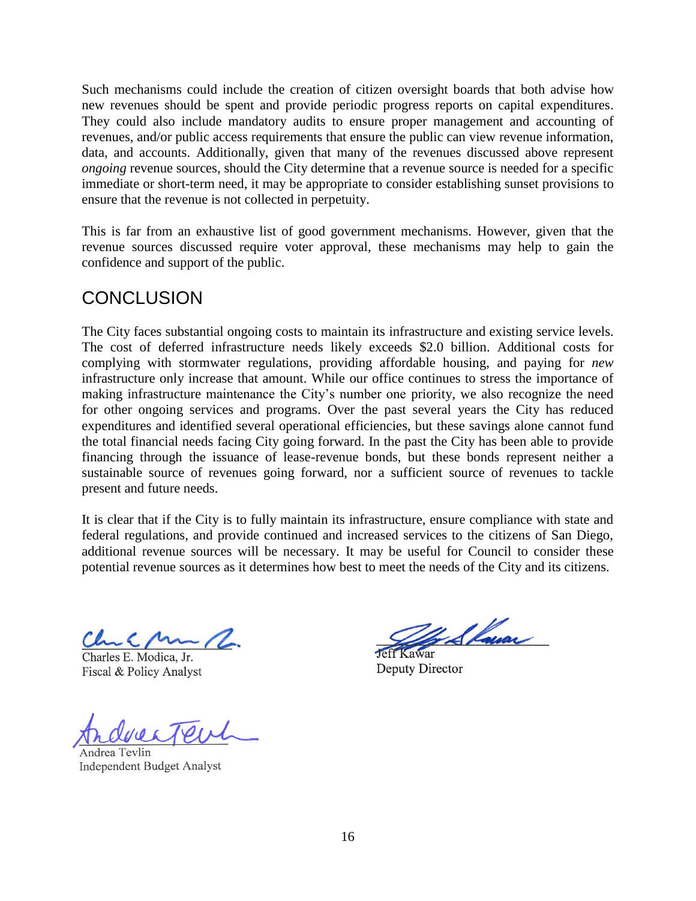Such mechanisms could include the creation of citizen oversight boards that both advise how new revenues should be spent and provide periodic progress reports on capital expenditures. They could also include mandatory audits to ensure proper management and accounting of revenues, and/or public access requirements that ensure the public can view revenue information, data, and accounts. Additionally, given that many of the revenues discussed above represent *ongoing* revenue sources, should the City determine that a revenue source is needed for a specific immediate or short-term need, it may be appropriate to consider establishing sunset provisions to ensure that the revenue is not collected in perpetuity.

This is far from an exhaustive list of good government mechanisms. However, given that the revenue sources discussed require voter approval, these mechanisms may help to gain the confidence and support of the public.

# CONCLUSION

The City faces substantial ongoing costs to maintain its infrastructure and existing service levels. The cost of deferred infrastructure needs likely exceeds $2.0 billion. Additional costs for complying with stormwater regulations, providing affordable housing, and paying for *new* infrastructure only increase that amount. While our office continues to stress the importance of making infrastructure maintenance the City's number one priority, we also recognize the need for other ongoing services and programs. Over the past several years the City has reduced expenditures and identified several operational efficiencies, but these savings alone cannot fund the total financial needs facing City going forward. In the past the City has been able to provide financing through the issuance of lease-revenue bonds, but these bonds represent neither a sustainable source of revenues going forward, nor a sufficient source of revenues to tackle present and future needs.

It is clear that if the City is to fully maintain its infrastructure, ensure compliance with state and federal regulations, and provide continued and increased services to the citizens of San Diego, additional revenue sources will be necessary. It may be useful for Council to consider these potential revenue sources as it determines how best to meet the needs of the City and its citizens.

Charles E. Modica, Jr.
Fiscal & Policy Analyst

Jeff Kawar
Deputy Director

Andrea Tevlin
Independent Budget Analyst